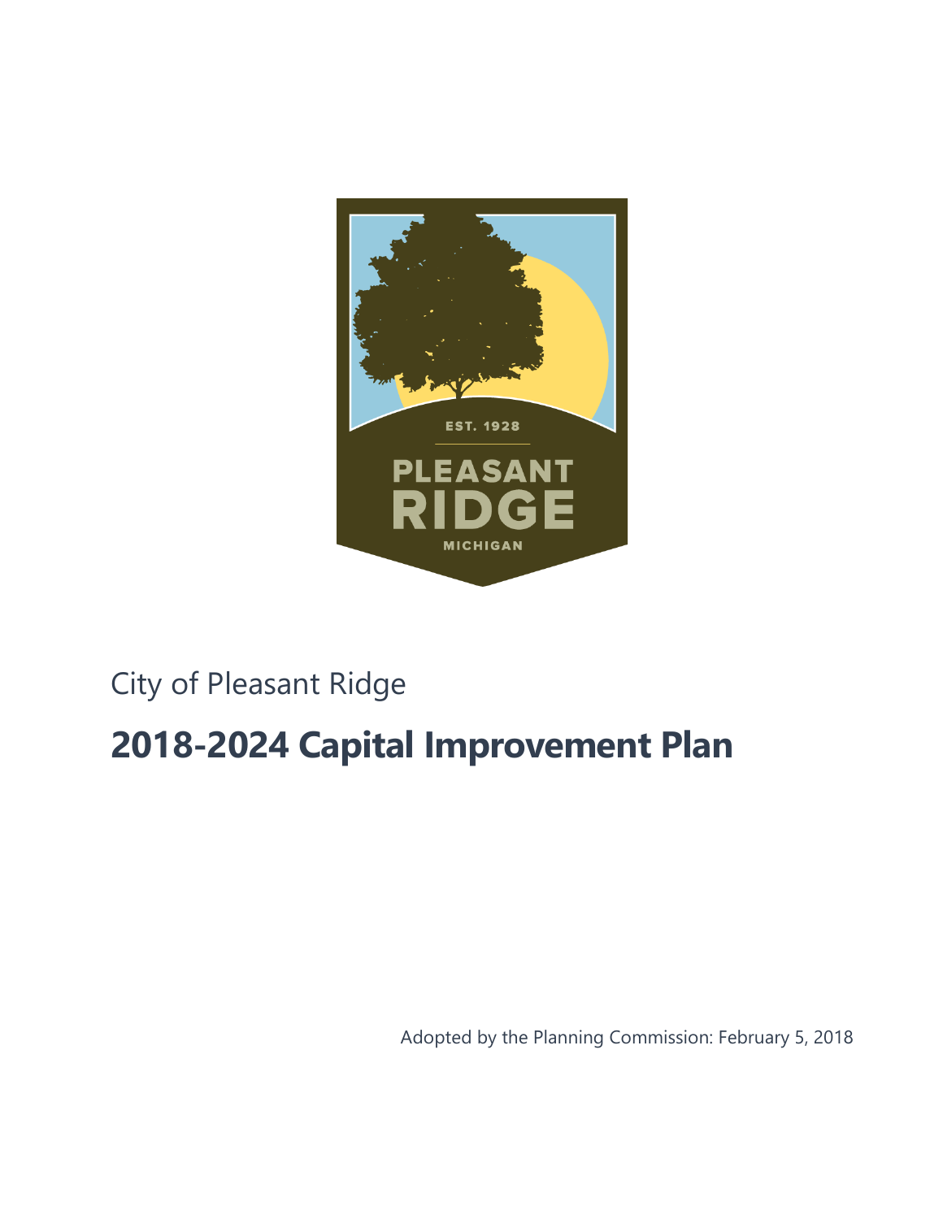City of Pleasant Ridge

# 2018-2024 Capital Improvement Plan

Adopted by the Planning Commission: February 5, 2018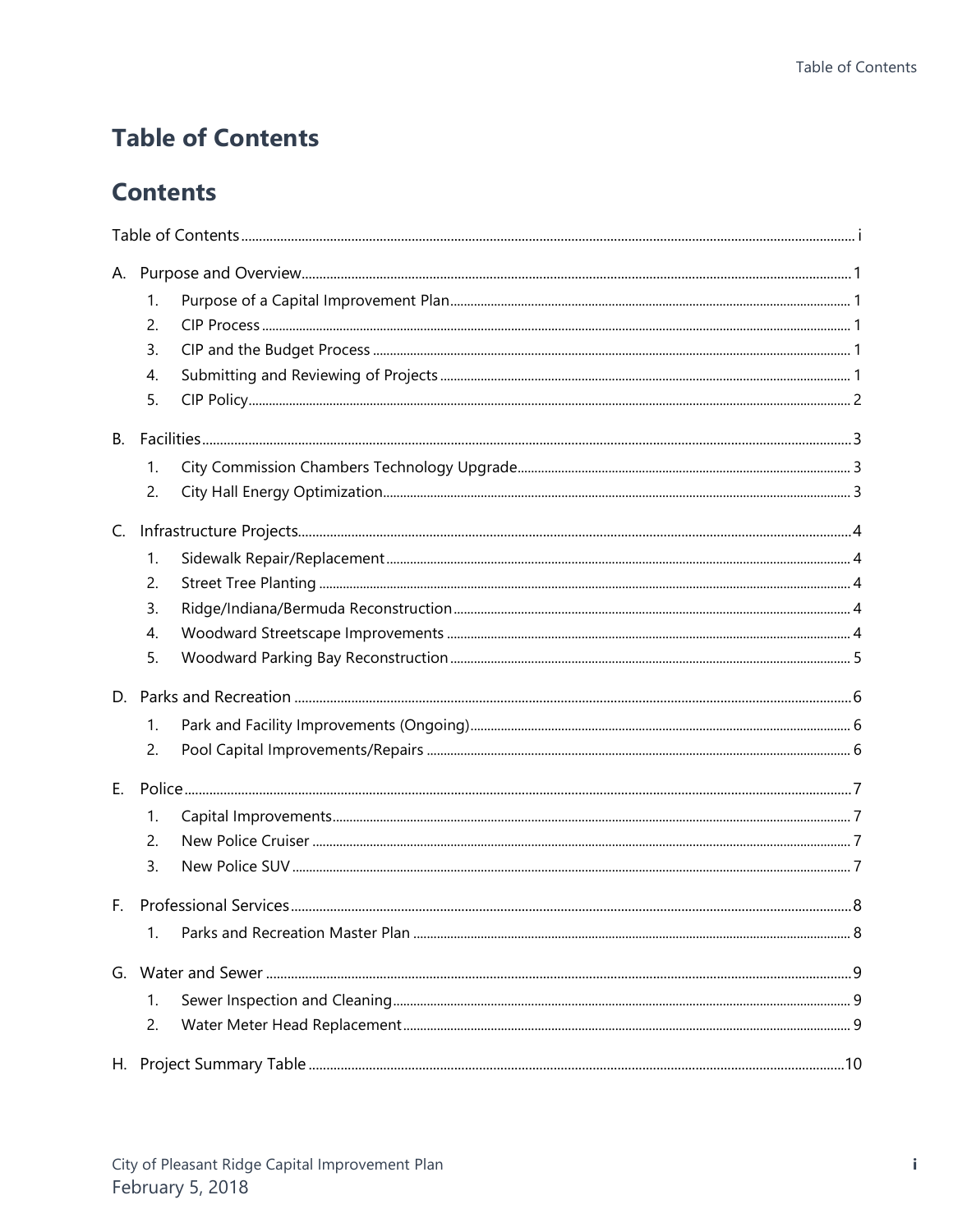# Table of Contents

## Contents

Table of Contents ..... i

A. Purpose and Overview ..... 1
   1. Purpose of a Capital Improvement Plan ..... 1
   2. CIP Process ..... 1
   3. CIP and the Budget Process ..... 1
   4. Submitting and Reviewing of Projects ..... 1
   5. CIP Policy ..... 2

B. Facilities ..... 3
   1. City Commission Chambers Technology Upgrade ..... 3
   2. City Hall Energy Optimization ..... 3

C. Infrastructure Projects ..... 4
   1. Sidewalk Repair/Replacement ..... 4
   2. Street Tree Planting ..... 4
   3. Ridge/Indiana/Bermuda Reconstruction ..... 4
   4. Woodward Streetscape Improvements ..... 4
   5. Woodward Parking Bay Reconstruction ..... 5

D. Parks and Recreation ..... 6
   1. Park and Facility Improvements (Ongoing) ..... 6
   2. Pool Capital Improvements/Repairs ..... 6

E. Police ..... 7
   1. Capital Improvements ..... 7
   2. New Police Cruiser ..... 7
   3. New Police SUV ..... 7

F. Professional Services ..... 8
   1. Parks and Recreation Master Plan ..... 8

G. Water and Sewer ..... 9
   1. Sewer Inspection and Cleaning ..... 9
   2. Water Meter Head Replacement ..... 9

H. Project Summary Table ..... 10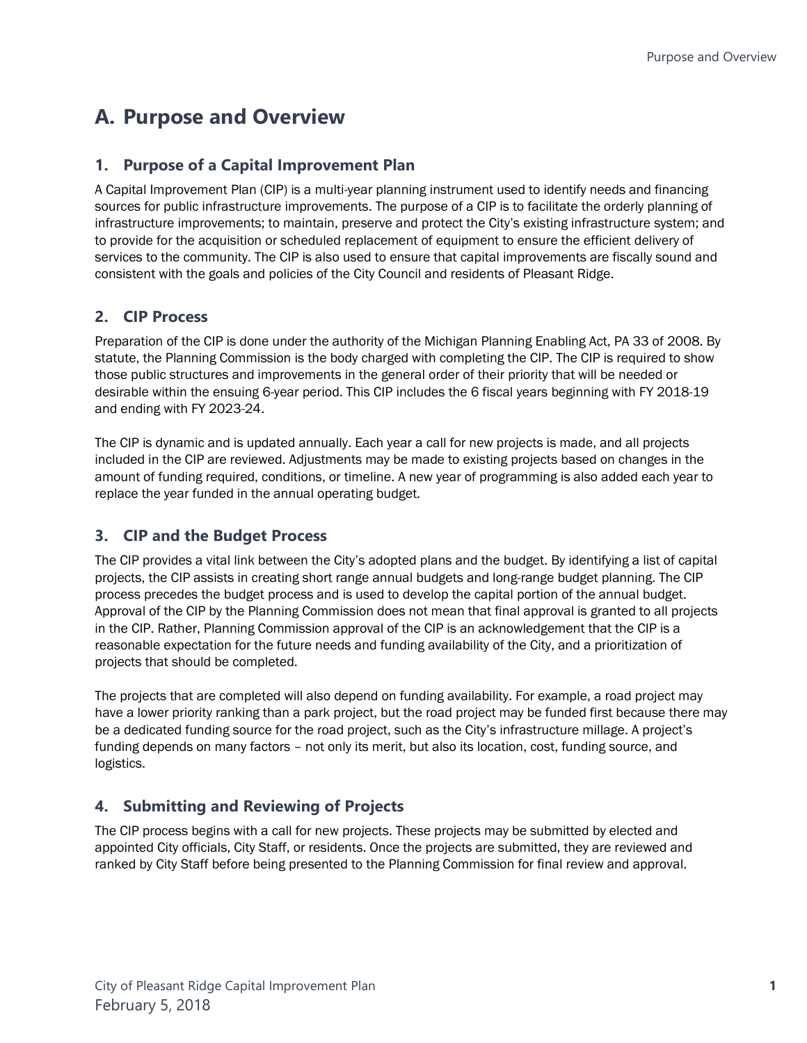# A. Purpose and Overview

## 1. Purpose of a Capital Improvement Plan

A Capital Improvement Plan (CIP) is a multi-year planning instrument used to identify needs and financing sources for public infrastructure improvements. The purpose of a CIP is to facilitate the orderly planning of infrastructure improvements; to maintain, preserve and protect the City's existing infrastructure system; and to provide for the acquisition or scheduled replacement of equipment to ensure the efficient delivery of services to the community. The CIP is also used to ensure that capital improvements are fiscally sound and consistent with the goals and policies of the City Council and residents of Pleasant Ridge.

## 2. CIP Process

Preparation of the CIP is done under the authority of the Michigan Planning Enabling Act, PA 33 of 2008. By statute, the Planning Commission is the body charged with completing the CIP. The CIP is required to show those public structures and improvements in the general order of their priority that will be needed or desirable within the ensuing 6-year period. This CIP includes the 6 fiscal years beginning with FY 2018-19 and ending with FY 2023-24.

The CIP is dynamic and is updated annually. Each year a call for new projects is made, and all projects included in the CIP are reviewed. Adjustments may be made to existing projects based on changes in the amount of funding required, conditions, or timeline. A new year of programming is also added each year to replace the year funded in the annual operating budget.

## 3. CIP and the Budget Process

The CIP provides a vital link between the City's adopted plans and the budget. By identifying a list of capital projects, the CIP assists in creating short range annual budgets and long-range budget planning. The CIP process precedes the budget process and is used to develop the capital portion of the annual budget. Approval of the CIP by the Planning Commission does not mean that final approval is granted to all projects in the CIP. Rather, Planning Commission approval of the CIP is an acknowledgement that the CIP is a reasonable expectation for the future needs and funding availability of the City, and a prioritization of projects that should be completed.

The projects that are completed will also depend on funding availability. For example, a road project may have a lower priority ranking than a park project, but the road project may be funded first because there may be a dedicated funding source for the road project, such as the City's infrastructure millage. A project's funding depends on many factors – not only its merit, but also its location, cost, funding source, and logistics.

## 4. Submitting and Reviewing of Projects

The CIP process begins with a call for new projects. These projects may be submitted by elected and appointed City officials, City Staff, or residents. Once the projects are submitted, they are reviewed and ranked by City Staff before being presented to the Planning Commission for final review and approval.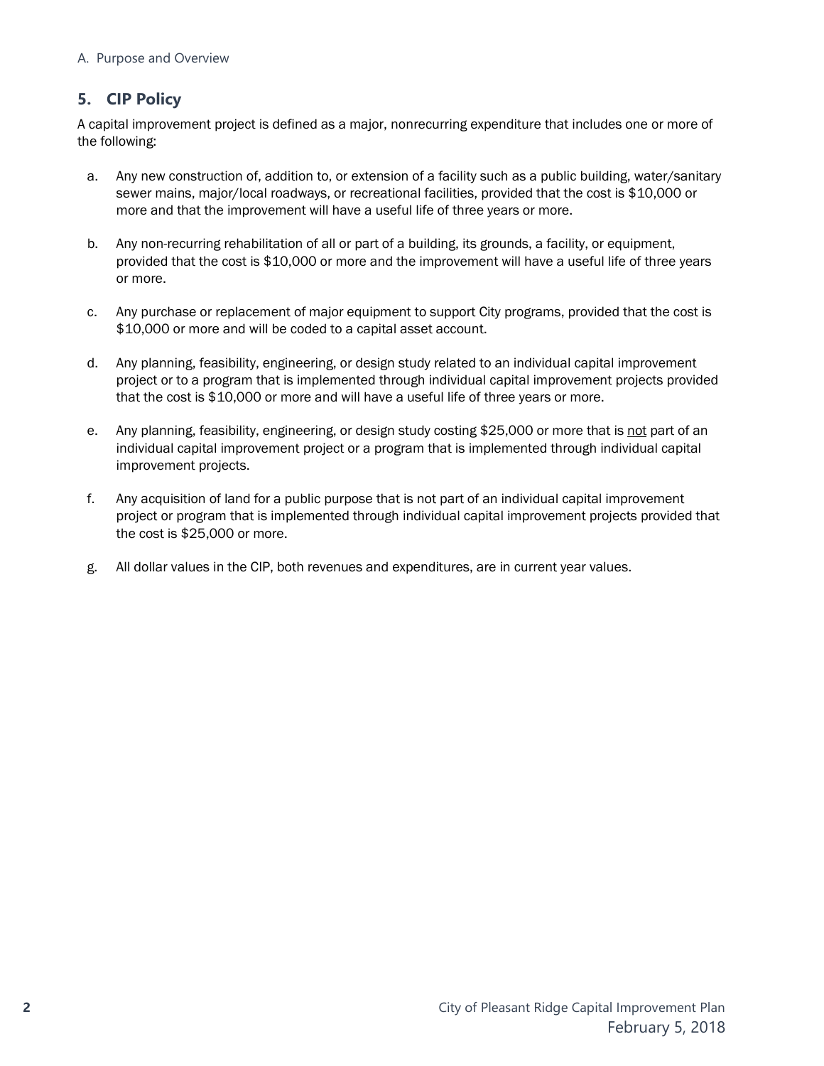## 5. CIP Policy

A capital improvement project is defined as a major, nonrecurring expenditure that includes one or more of the following:

a. Any new construction of, addition to, or extension of a facility such as a public building, water/sanitary sewer mains, major/local roadways, or recreational facilities, provided that the cost is $10,000 or more and that the improvement will have a useful life of three years or more.

b. Any non-recurring rehabilitation of all or part of a building, its grounds, a facility, or equipment, provided that the cost is $10,000 or more and the improvement will have a useful life of three years or more.

c. Any purchase or replacement of major equipment to support City programs, provided that the cost is $10,000 or more and will be coded to a capital asset account.

d. Any planning, feasibility, engineering, or design study related to an individual capital improvement project or to a program that is implemented through individual capital improvement projects provided that the cost is $10,000 or more and will have a useful life of three years or more.

e. Any planning, feasibility, engineering, or design study costing $25,000 or more that is <u>not</u> part of an individual capital improvement project or a program that is implemented through individual capital improvement projects.

f. Any acquisition of land for a public purpose that is not part of an individual capital improvement project or program that is implemented through individual capital improvement projects provided that the cost is $25,000 or more.

g. All dollar values in the CIP, both revenues and expenditures, are in current year values.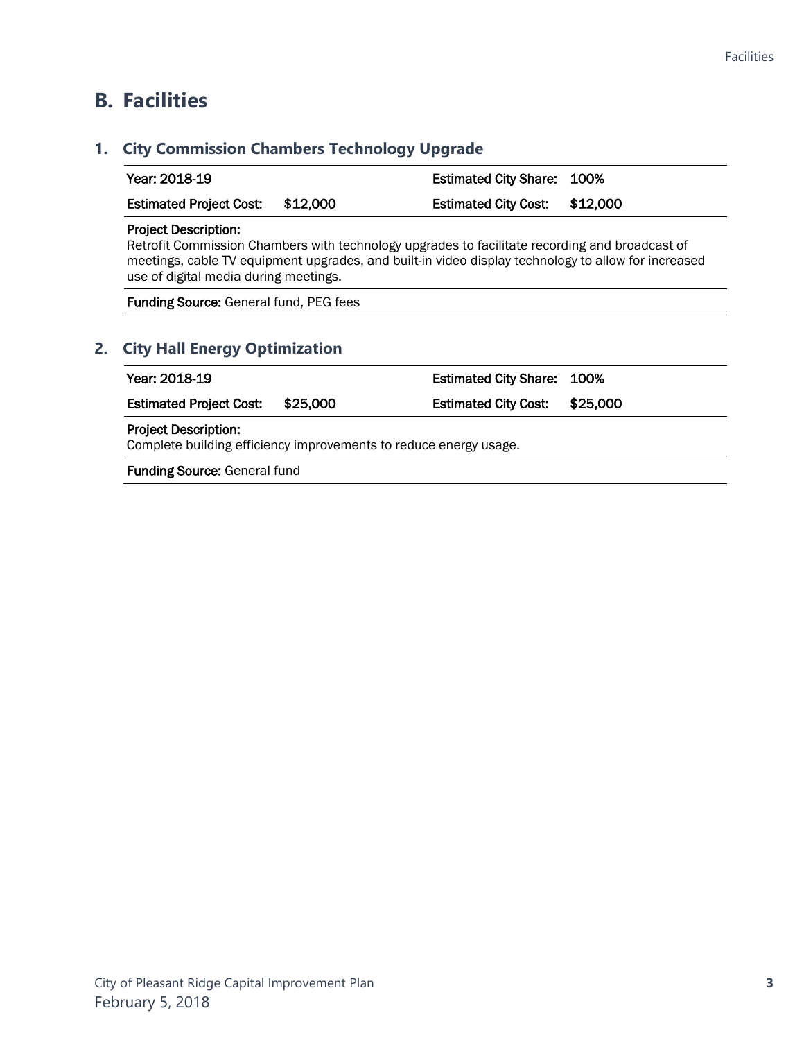## B. Facilities

### 1. City Commission Chambers Technology Upgrade

| Year: 2018-19 | | Estimated City Share: | 100% |
|---|---|---|---|
| **Estimated Project Cost:** | $12,000 | **Estimated City Cost:** | $12,000 |

**Project Description:**
Retrofit Commission Chambers with technology upgrades to facilitate recording and broadcast of meetings, cable TV equipment upgrades, and built-in video display technology to allow for increased use of digital media during meetings.

**Funding Source:** General fund, PEG fees

### 2. City Hall Energy Optimization

| Year: 2018-19 | | Estimated City Share: | 100% |
|---|---|---|---|
| **Estimated Project Cost:** | $25,000 | **Estimated City Cost:** | $25,000 |

**Project Description:**
Complete building efficiency improvements to reduce energy usage.

**Funding Source:** General fund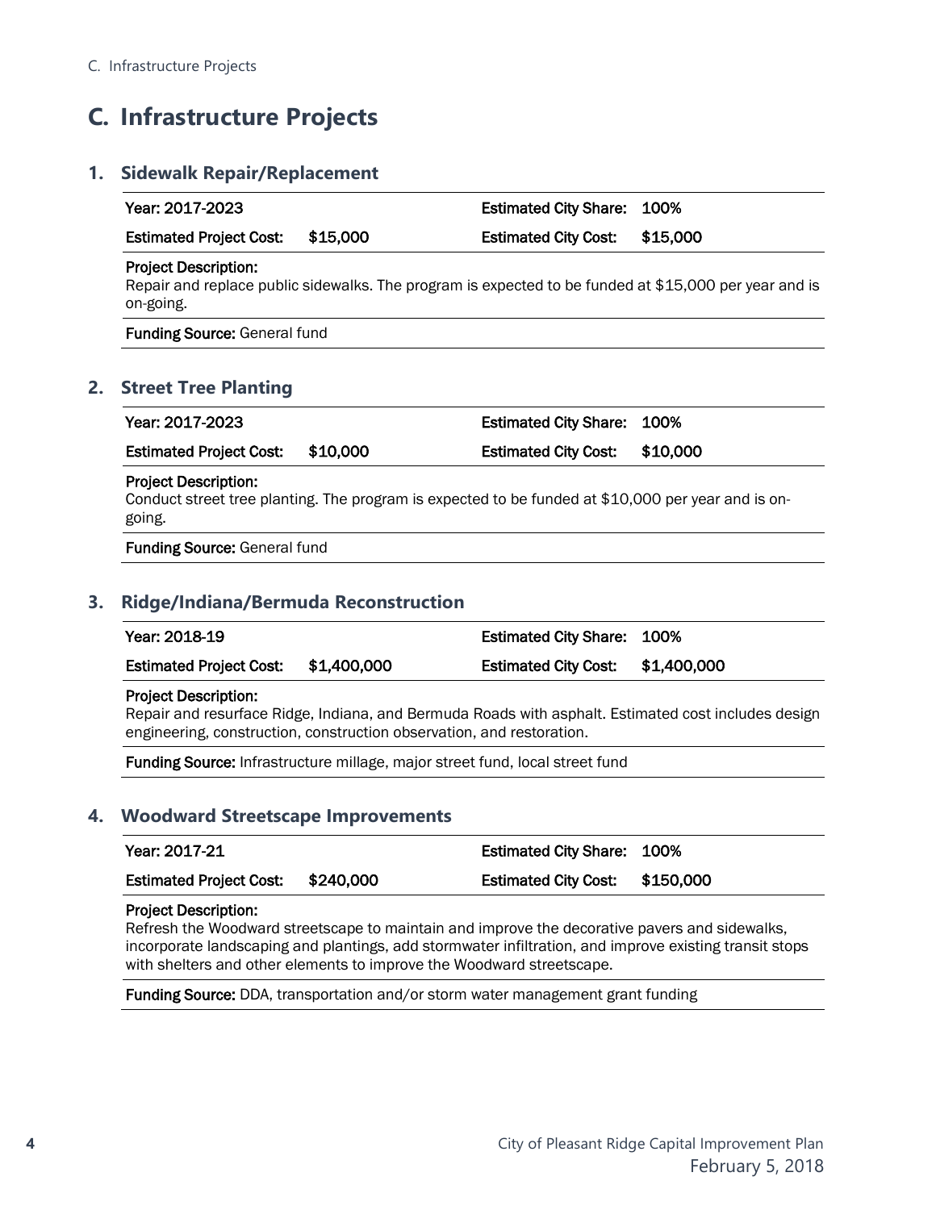# C. Infrastructure Projects

## 1. Sidewalk Repair/Replacement

| | | | |
|---|---|---|---|
| **Year:** 2017-2023 | | **Estimated City Share:** | 100% |
| **Estimated Project Cost:** | $15,000 | **Estimated City Cost:** | $15,000 |

**Project Description:**
Repair and replace public sidewalks. The program is expected to be funded at $15,000 per year and is on-going.

**Funding Source:** General fund

## 2. Street Tree Planting

| | | | |
|---|---|---|---|
| **Year:** 2017-2023 | | **Estimated City Share:** | 100% |
| **Estimated Project Cost:** | $10,000 | **Estimated City Cost:** | $10,000 |

**Project Description:**
Conduct street tree planting. The program is expected to be funded at $10,000 per year and is on-going.

**Funding Source:** General fund

## 3. Ridge/Indiana/Bermuda Reconstruction

| | | | |
|---|---|---|---|
| **Year:** 2018-19 | | **Estimated City Share:** | 100% |
| **Estimated Project Cost:** | $1,400,000 | **Estimated City Cost:** | $1,400,000 |

**Project Description:**
Repair and resurface Ridge, Indiana, and Bermuda Roads with asphalt. Estimated cost includes design engineering, construction, construction observation, and restoration.

**Funding Source:** Infrastructure millage, major street fund, local street fund

## 4. Woodward Streetscape Improvements

| | | | |
|---|---|---|---|
| **Year:** 2017-21 | | **Estimated City Share:** | 100% |
| **Estimated Project Cost:** | $240,000 | **Estimated City Cost:** | $150,000 |

**Project Description:**
Refresh the Woodward streetscape to maintain and improve the decorative pavers and sidewalks, incorporate landscaping and plantings, add stormwater infiltration, and improve existing transit stops with shelters and other elements to improve the Woodward streetscape.

**Funding Source:** DDA, transportation and/or storm water management grant funding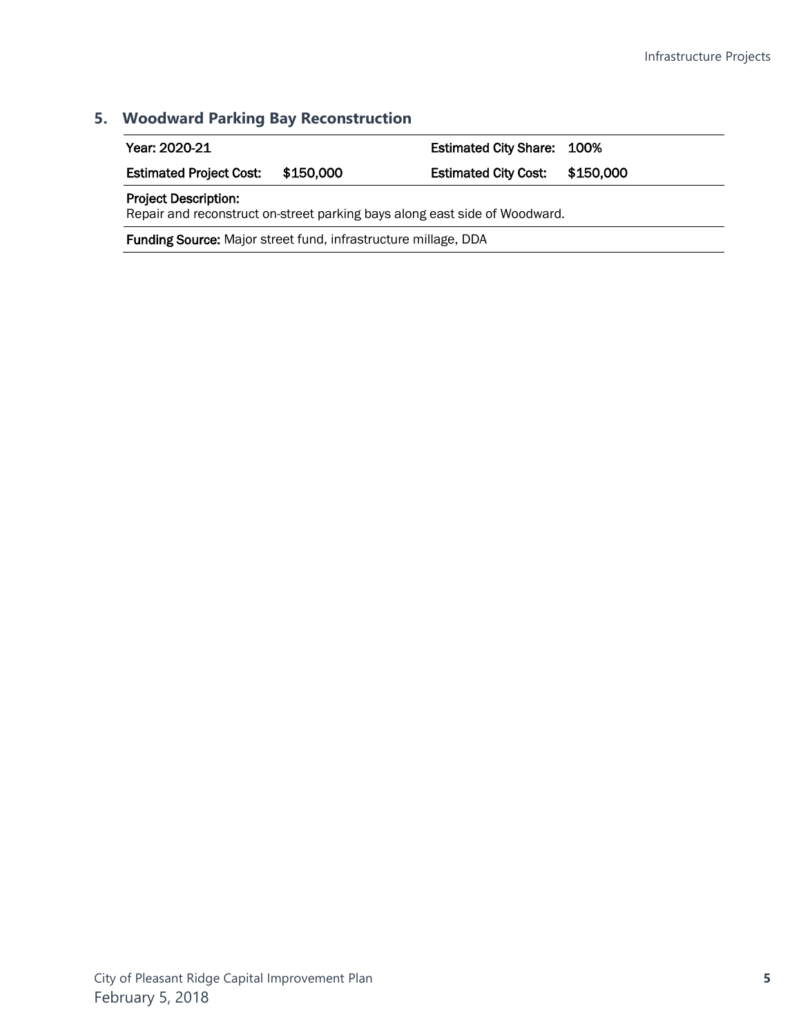### 5. Woodward Parking Bay Reconstruction

| | | | |
|---|---|---|---|
| **Year:** 2020-21 | | **Estimated City Share:** | 100% |
| **Estimated Project Cost:** | $150,000 | **Estimated City Cost:** | $150,000 |

**Project Description:**
Repair and reconstruct on-street parking bays along east side of Woodward.

**Funding Source:** Major street fund, infrastructure millage, DDA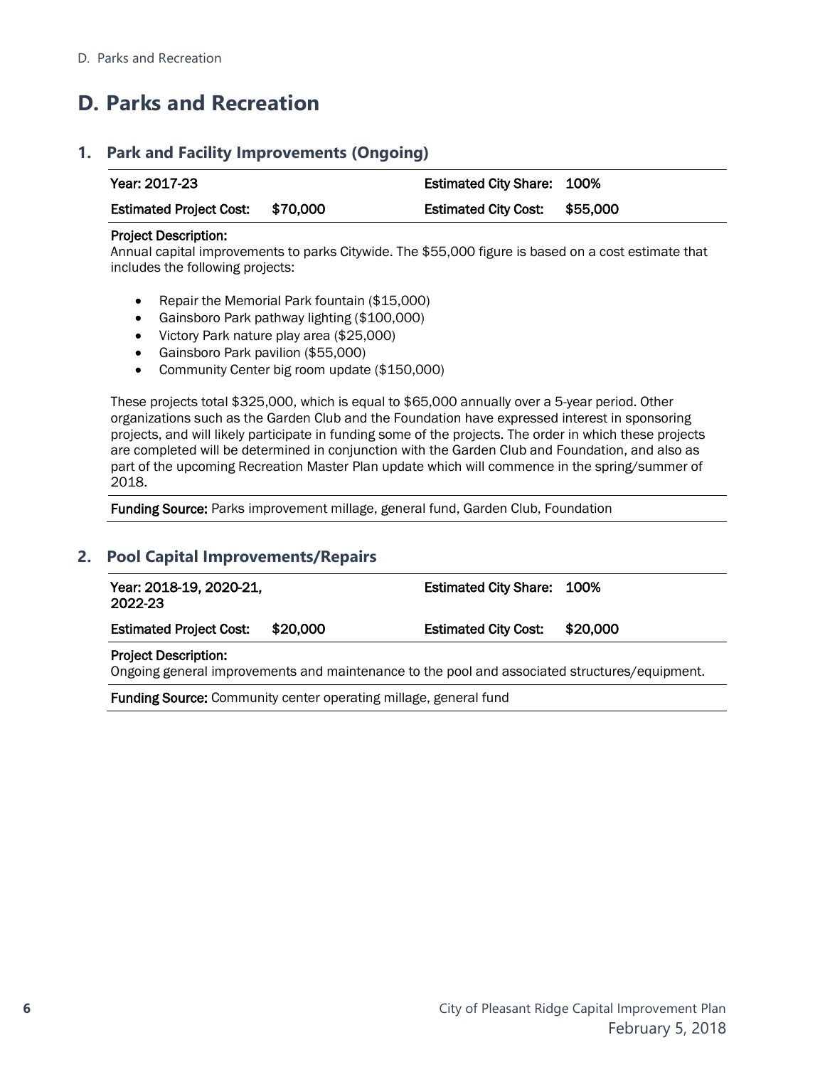# D. Parks and Recreation

## 1. Park and Facility Improvements (Ongoing)

| Year: 2017-23 | | Estimated City Share: | 100% |
|---|---|---|---|
| **Estimated Project Cost:** | $70,000 | **Estimated City Cost:** | $55,000 |

**Project Description:**
Annual capital improvements to parks Citywide. The $55,000 figure is based on a cost estimate that includes the following projects:

- Repair the Memorial Park fountain ($15,000)
- Gainsboro Park pathway lighting ($100,000)
- Victory Park nature play area ($25,000)
- Gainsboro Park pavilion ($55,000)
- Community Center big room update ($150,000)

These projects total $325,000, which is equal to $65,000 annually over a 5-year period. Other organizations such as the Garden Club and the Foundation have expressed interest in sponsoring projects, and will likely participate in funding some of the projects. The order in which these projects are completed will be determined in conjunction with the Garden Club and Foundation, and also as part of the upcoming Recreation Master Plan update which will commence in the spring/summer of 2018.

**Funding Source:** Parks improvement millage, general fund, Garden Club, Foundation

## 2. Pool Capital Improvements/Repairs

| Year: 2018-19, 2020-21, 2022-23 | | Estimated City Share: | 100% |
|---|---|---|---|
| **Estimated Project Cost:** | $20,000 | **Estimated City Cost:** | $20,000 |

**Project Description:**
Ongoing general improvements and maintenance to the pool and associated structures/equipment.

**Funding Source:** Community center operating millage, general fund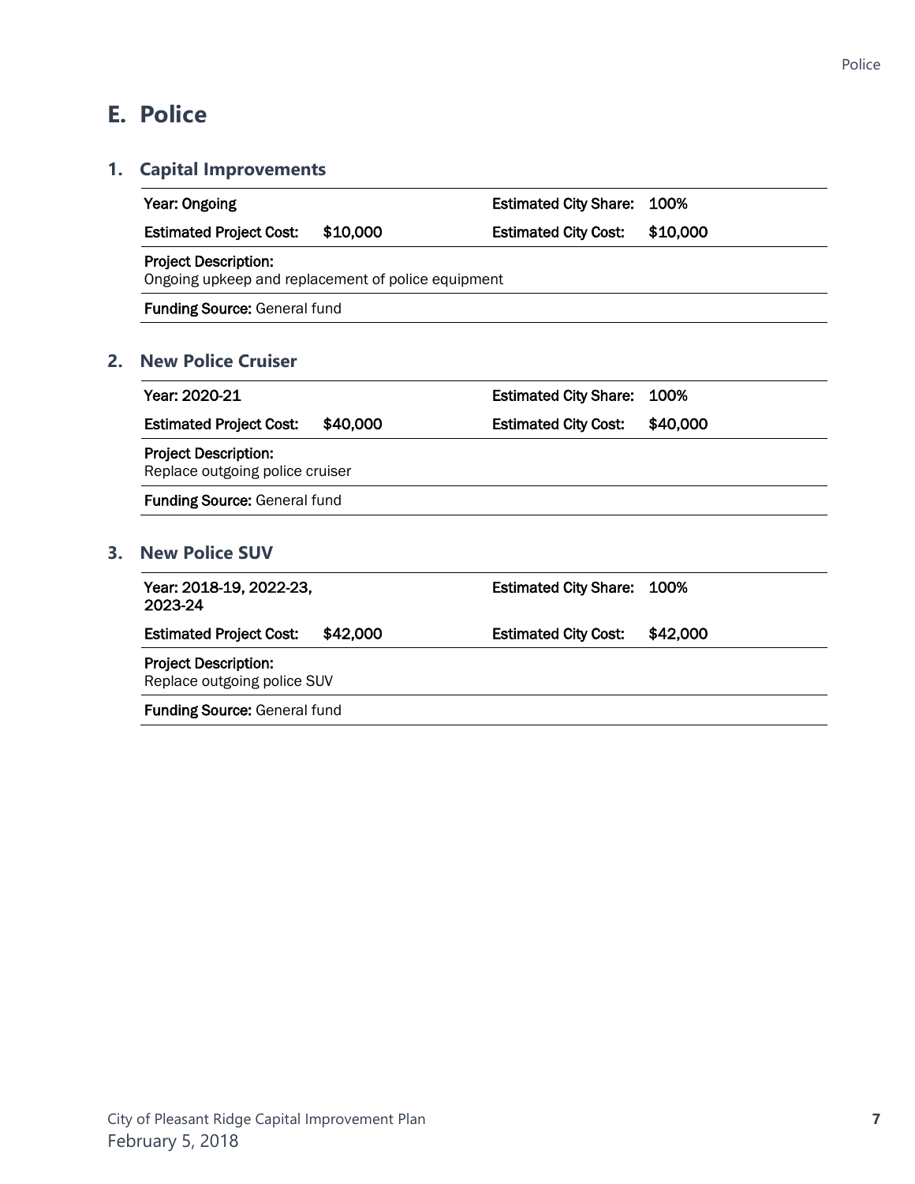# E. Police

## 1. Capital Improvements

| | | | |
|---|---|---|---|
| **Year:** Ongoing | | **Estimated City Share:** | 100% |
| **Estimated Project Cost:** | $10,000 | **Estimated City Cost:** | $10,000 |

**Project Description:**
Ongoing upkeep and replacement of police equipment

**Funding Source:** General fund

## 2. New Police Cruiser

| | | | |
|---|---|---|---|
| **Year:** 2020-21 | | **Estimated City Share:** | 100% |
| **Estimated Project Cost:** | $40,000 | **Estimated City Cost:** | $40,000 |

**Project Description:**
Replace outgoing police cruiser

**Funding Source:** General fund

## 3. New Police SUV

| | | | |
|---|---|---|---|
| **Year:** 2018-19, 2022-23, 2023-24 | | **Estimated City Share:** | 100% |
| **Estimated Project Cost:** | $42,000 | **Estimated City Cost:** | $42,000 |

**Project Description:**
Replace outgoing police SUV

**Funding Source:** General fund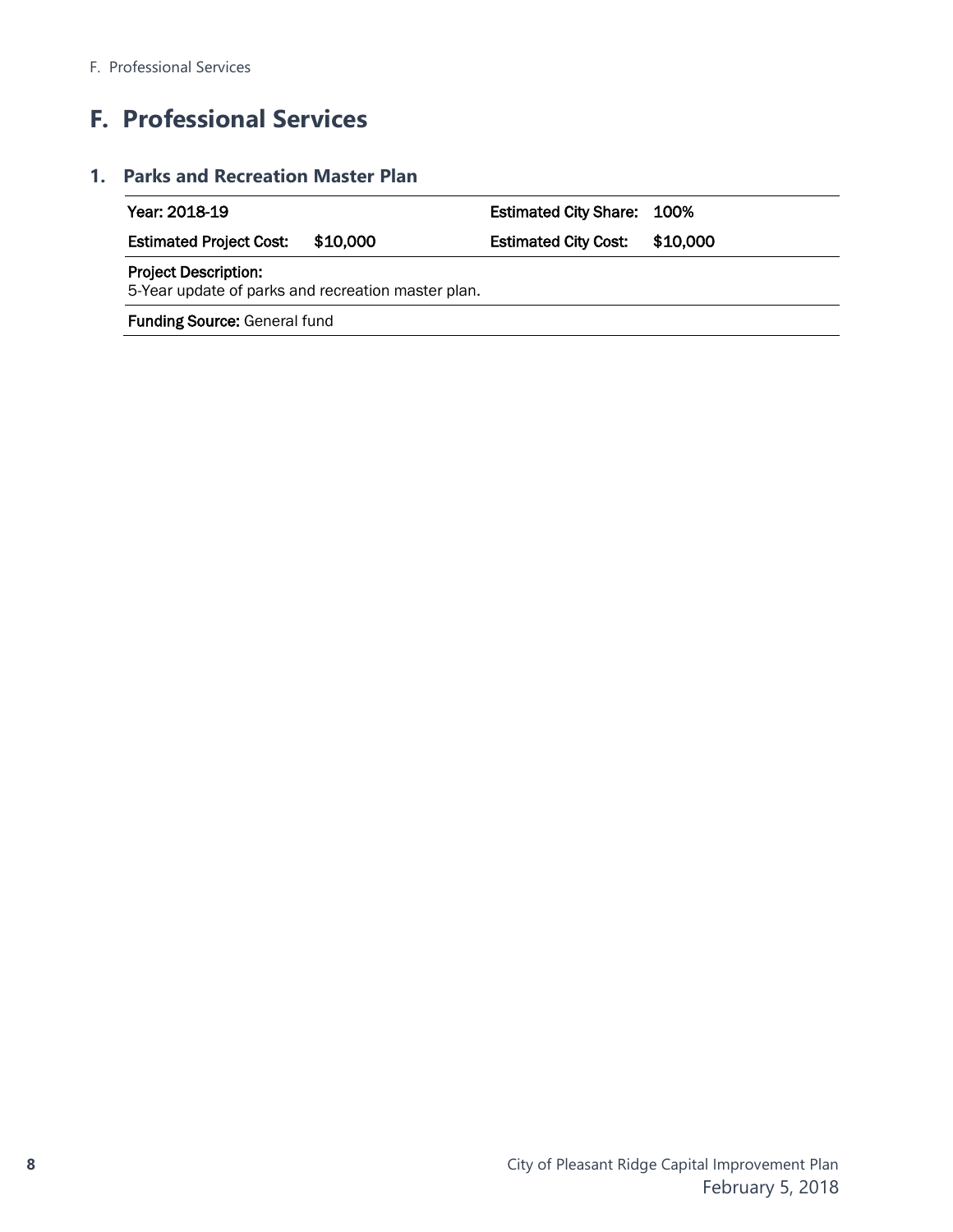# F. Professional Services

## 1. Parks and Recreation Master Plan

| | | | |
|---|---|---|---|
| **Year:** 2018-19 | | **Estimated City Share:** | 100% |
| **Estimated Project Cost:** | $10,000 | **Estimated City Cost:** | $10,000 |

**Project Description:**
5-Year update of parks and recreation master plan.

**Funding Source:** General fund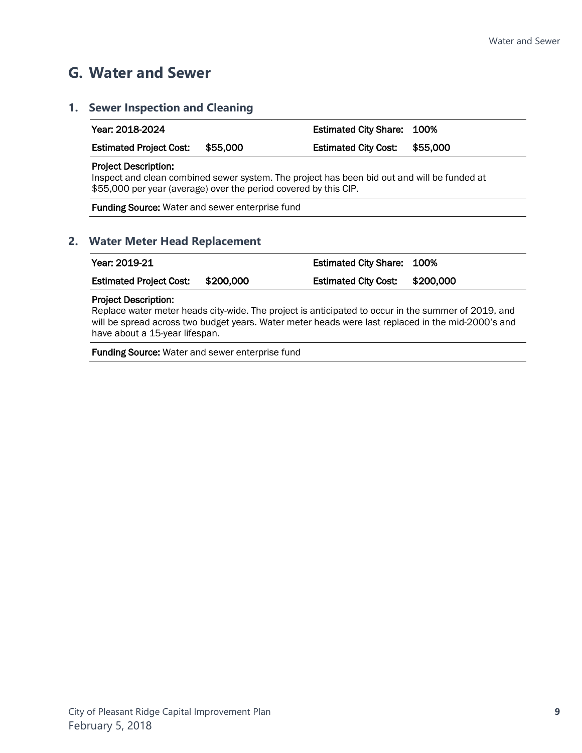# G. Water and Sewer

## 1. Sewer Inspection and Cleaning

| Year: 2018-2024 | | Estimated City Share: | 100% |
|---|---|---|---|
| Estimated Project Cost: | $55,000 | Estimated City Cost: | $55,000 |

**Project Description:**
Inspect and clean combined sewer system. The project has been bid out and will be funded at $55,000 per year (average) over the period covered by this CIP.

**Funding Source:** Water and sewer enterprise fund

## 2. Water Meter Head Replacement

| Year: 2019-21 | | Estimated City Share: | 100% |
|---|---|---|---|
| Estimated Project Cost: | $200,000 | Estimated City Cost: | $200,000 |

**Project Description:**
Replace water meter heads city-wide. The project is anticipated to occur in the summer of 2019, and will be spread across two budget years. Water meter heads were last replaced in the mid-2000's and have about a 15-year lifespan.

**Funding Source:** Water and sewer enterprise fund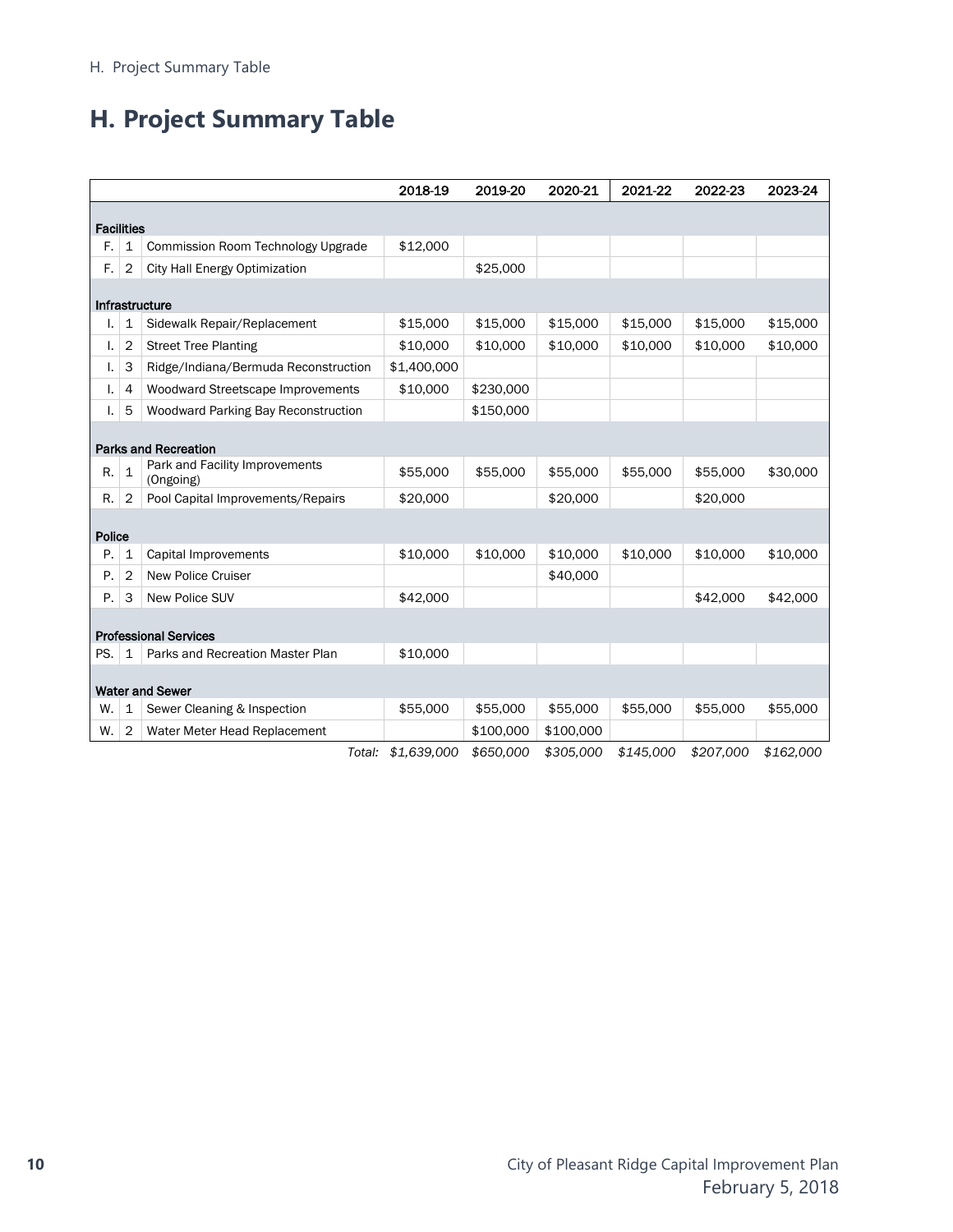# H. Project Summary Table

| | | | 2018-19 | 2019-20 | 2020-21 | 2021-22 | 2022-23 | 2023-24 |
|---|---|---|---|---|---|---|---|---|
| **Facilities** | | | | | | | | |
| F. | 1 | Commission Room Technology Upgrade | $12,000 | | | | | |
| F. | 2 | City Hall Energy Optimization | | $25,000 | | | | |
| **Infrastructure** | | | | | | | | |
| I. | 1 | Sidewalk Repair/Replacement | $15,000 | $15,000 | $15,000 | $15,000 | $15,000 | $15,000 |
| I. | 2 | Street Tree Planting | $10,000 | $10,000 | $10,000 | $10,000 | $10,000 | $10,000 |
| I. | 3 | Ridge/Indiana/Bermuda Reconstruction | $1,400,000 | | | | | |
| I. | 4 | Woodward Streetscape Improvements | $10,000 | $230,000 | | | | |
| I. | 5 | Woodward Parking Bay Reconstruction | | $150,000 | | | | |
| **Parks and Recreation** | | | | | | | | |
| R. | 1 | Park and Facility Improvements (Ongoing) | $55,000 | $55,000 | $55,000 | $55,000 | $55,000 | $30,000 |
| R. | 2 | Pool Capital Improvements/Repairs | $20,000 | | $20,000 | | $20,000 | |
| **Police** | | | | | | | | |
| P. | 1 | Capital Improvements | $10,000 | $10,000 | $10,000 | $10,000 | $10,000 | $10,000 |
| P. | 2 | New Police Cruiser | | | $40,000 | | | |
| P. | 3 | New Police SUV | $42,000 | | | | $42,000 | $42,000 |
| **Professional Services** | | | | | | | | |
| PS. | 1 | Parks and Recreation Master Plan | $10,000 | | | | | |
| **Water and Sewer** | | | | | | | | |
| W. | 1 | Sewer Cleaning & Inspection | $55,000 | $55,000 | $55,000 | $55,000 | $55,000 | $55,000 |
| W. | 2 | Water Meter Head Replacement | | $100,000 | $100,000 | | | |
| | | *Total:* | *$1,639,000* | *$650,000* | *$305,000* | *$145,000* | *$207,000* | *$162,000* |